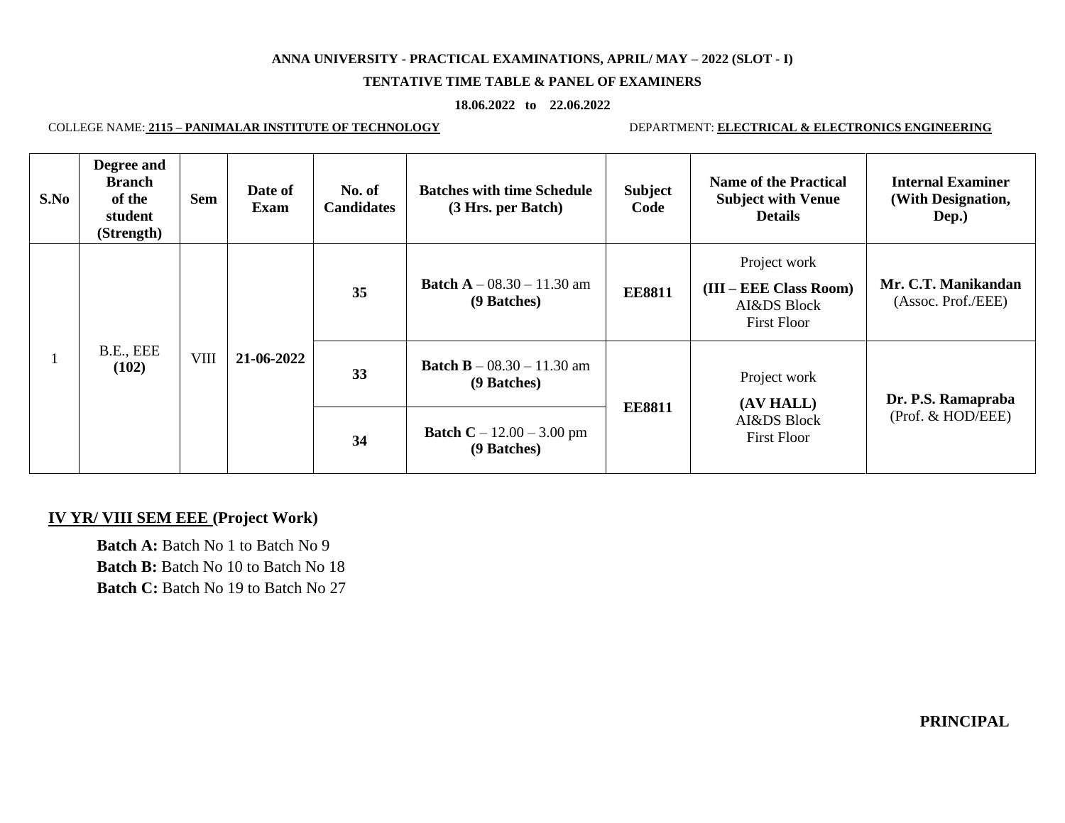**ANNA UNIVERSITY - PRACTICAL EXAMINATIONS, APRIL/ MAY – 2022 (SLOT - I)**

**TENTATIVE TIME TABLE & PANEL OF EXAMINERS**

**18.06.2022 to 22.06.2022**

COLLEGE NAME: **2115 – PANIMALAR INSTITUTE OF TECHNOLOGY** DEPARTMENT: **ELECTRICAL & ELECTRONICS ENGINEERING**

| S.No | Degree and Branch of the student (Strength) | Sem | Date of Exam | No. of Candidates | Batches with time Schedule (3 Hrs. per Batch) | Subject Code | Name of the Practical Subject with Venue Details | Internal Examiner (With Designation, Dep.) |
|---|---|---|---|---|---|---|---|---|
| 1 | B.E., EEE **(102)** | VIII | **21-06-2022** | **35** | **Batch A** – 08.30 – 11.30 am **(9 Batches)** | **EE8811** | Project work **(III – EEE Class Room)** AI&DS Block First Floor | **Mr. C.T. Manikandan** (Assoc. Prof./EEE) |
| | | | | **33** | **Batch B** – 08.30 – 11.30 am **(9 Batches)** | **EE8811** | Project work **(AV HALL)** AI&DS Block First Floor | **Dr. P.S. Ramapraba** (Prof. & HOD/EEE) |
| | | | | **34** | **Batch C** – 12.00 – 3.00 pm **(9 Batches)** | | | |

**IV YR/ VIII SEM EEE (Project Work)**

**Batch A:** Batch No 1 to Batch No 9
**Batch B:** Batch No 10 to Batch No 18
**Batch C:** Batch No 19 to Batch No 27

**PRINCIPAL**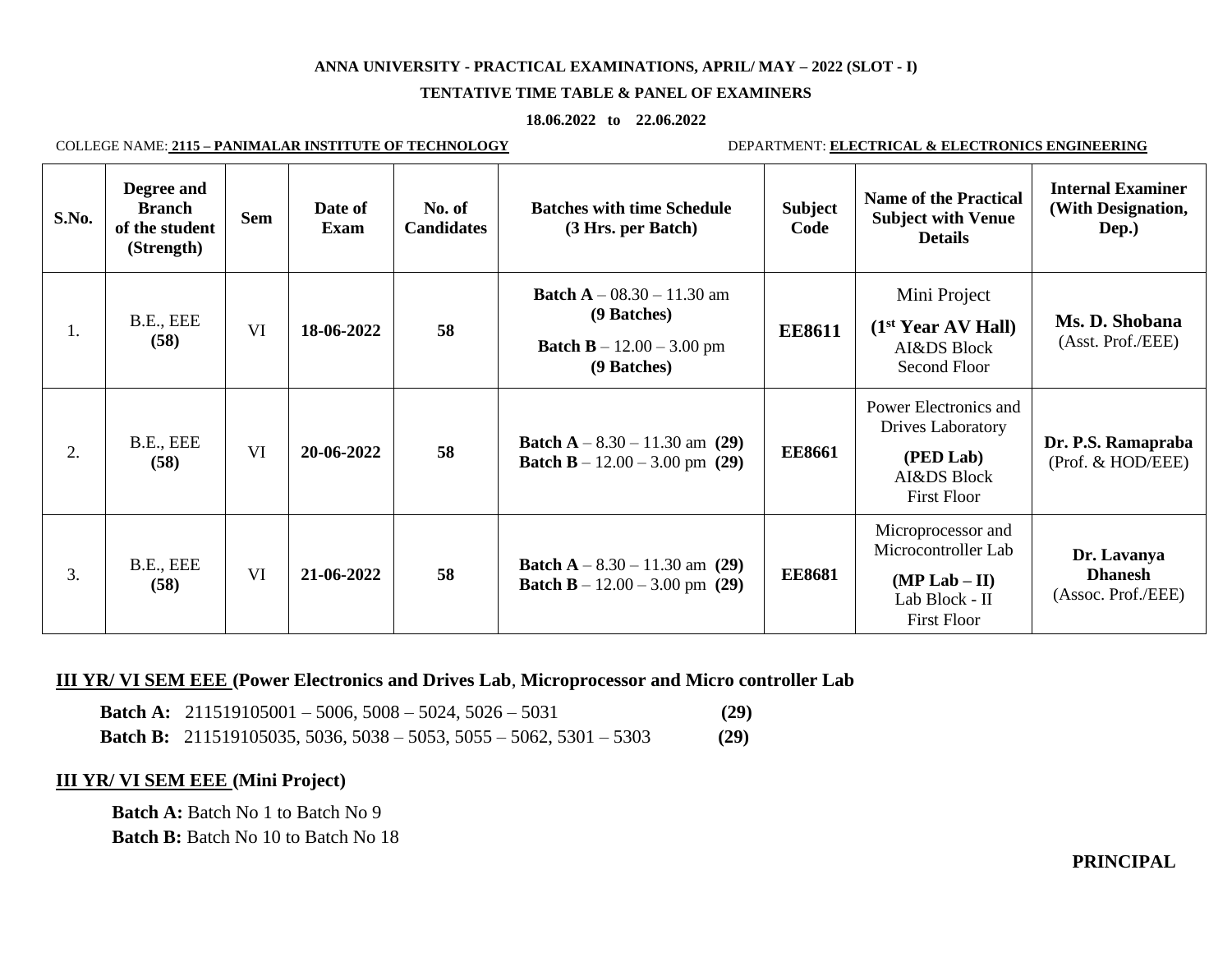**ANNA UNIVERSITY - PRACTICAL EXAMINATIONS, APRIL/ MAY – 2022 (SLOT - I)**

**TENTATIVE TIME TABLE & PANEL OF EXAMINERS**

**18.06.2022 to 22.06.2022**

COLLEGE NAME: **2115 – PANIMALAR INSTITUTE OF TECHNOLOGY** DEPARTMENT: **ELECTRICAL & ELECTRONICS ENGINEERING**

| S.No. | Degree and Branch of the student (Strength) | Sem | Date of Exam | No. of Candidates | Batches with time Schedule (3 Hrs. per Batch) | Subject Code | Name of the Practical Subject with Venue Details | Internal Examiner (With Designation, Dep.) |
|---|---|---|---|---|---|---|---|---|
| 1. | B.E., EEE **(58)** | VI | **18-06-2022** | **58** | **Batch A** – 08.30 – 11.30 am **(9 Batches)** **Batch B** – 12.00 – 3.00 pm **(9 Batches)** | **EE8611** | Mini Project **(1st Year AV Hall)** AI&DS Block Second Floor | **Ms. D. Shobana** (Asst. Prof./EEE) |
| 2. | B.E., EEE **(58)** | VI | **20-06-2022** | **58** | **Batch A** – 8.30 – 11.30 am **(29)** **Batch B** – 12.00 – 3.00 pm **(29)** | **EE8661** | Power Electronics and Drives Laboratory **(PED Lab)** AI&DS Block First Floor | **Dr. P.S. Ramapraba** (Prof. & HOD/EEE) |
| 3. | B.E., EEE **(58)** | VI | **21-06-2022** | **58** | **Batch A** – 8.30 – 11.30 am **(29)** **Batch B** – 12.00 – 3.00 pm **(29)** | **EE8681** | Microprocessor and Microcontroller Lab **(MP Lab – II)** Lab Block - II First Floor | **Dr. Lavanya Dhanesh** (Assoc. Prof./EEE) |

**III YR/ VI SEM EEE (Power Electronics and Drives Lab, Microprocessor and Micro controller Lab**

**Batch A:** 211519105001 – 5006, 5008 – 5024, 5026 – 5031 **(29)**

**Batch B:** 211519105035, 5036, 5038 – 5053, 5055 – 5062, 5301 – 5303 **(29)**

**III YR/ VI SEM EEE (Mini Project)**

**Batch A:** Batch No 1 to Batch No 9

**Batch B:** Batch No 10 to Batch No 18

**PRINCIPAL**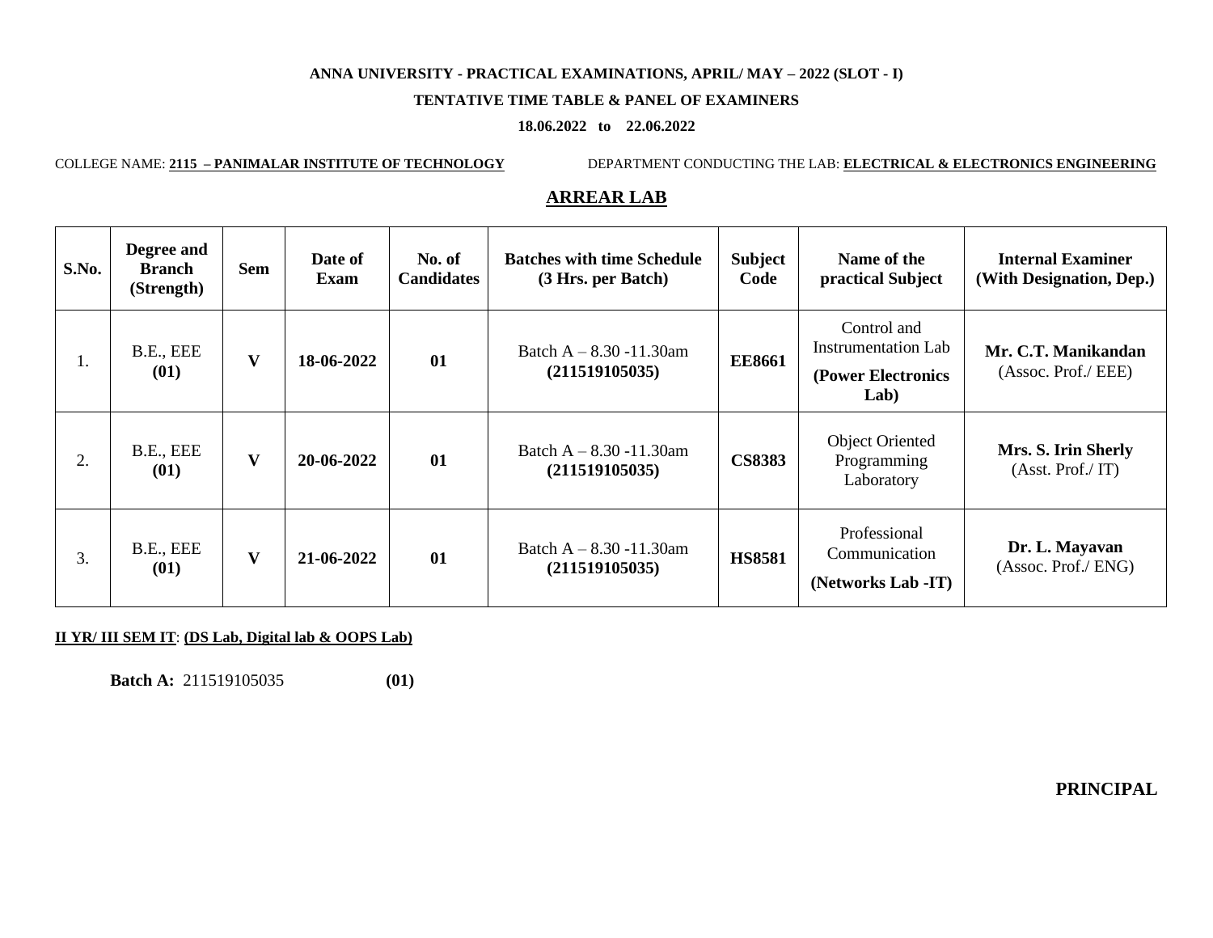**ANNA UNIVERSITY - PRACTICAL EXAMINATIONS, APRIL/ MAY – 2022 (SLOT - I)**

**TENTATIVE TIME TABLE & PANEL OF EXAMINERS**

**18.06.2022 to 22.06.2022**

COLLEGE NAME: **2115 – PANIMALAR INSTITUTE OF TECHNOLOGY** DEPARTMENT CONDUCTING THE LAB: **ELECTRICAL & ELECTRONICS ENGINEERING**

## ARREAR LAB

| S.No. | Degree and Branch (Strength) | Sem | Date of Exam | No. of Candidates | Batches with time Schedule (3 Hrs. per Batch) | Subject Code | Name of the practical Subject | Internal Examiner (With Designation, Dep.) |
|---|---|---|---|---|---|---|---|---|
| 1. | B.E., EEE **(01)** | **V** | **18-06-2022** | **01** | Batch A – 8.30 -11.30am **(211519105035)** | **EE8661** | Control and Instrumentation Lab **(Power Electronics Lab)** | **Mr. C.T. Manikandan** (Assoc. Prof./ EEE) |
| 2. | B.E., EEE **(01)** | **V** | **20-06-2022** | **01** | Batch A – 8.30 -11.30am **(211519105035)** | **CS8383** | Object Oriented Programming Laboratory | **Mrs. S. Irin Sherly** (Asst. Prof./ IT) |
| 3. | B.E., EEE **(01)** | **V** | **21-06-2022** | **01** | Batch A – 8.30 -11.30am **(211519105035)** | **HS8581** | Professional Communication **(Networks Lab -IT)** | **Dr. L. Mayavan** (Assoc. Prof./ ENG) |

**II YR/ III SEM IT**: **(DS Lab, Digital lab & OOPS Lab)**

**Batch A:** 211519105035 **(01)**

**PRINCIPAL**